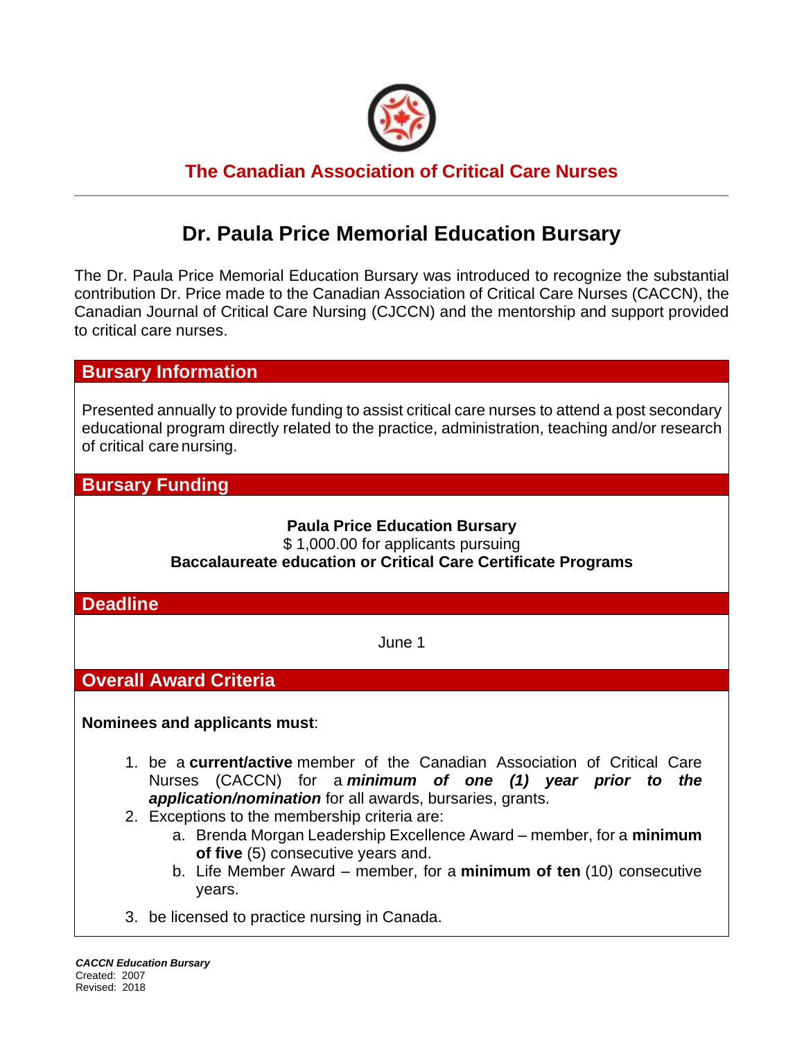**The Canadian Association of Critical Care Nurses**

# Dr. Paula Price Memorial Education Bursary

The Dr. Paula Price Memorial Education Bursary was introduced to recognize the substantial contribution Dr. Price made to the Canadian Association of Critical Care Nurses (CACCN), the Canadian Journal of Critical Care Nursing (CJCCN) and the mentorship and support provided to critical care nurses.

## Bursary Information

Presented annually to provide funding to assist critical care nurses to attend a post secondary educational program directly related to the practice, administration, teaching and/or research of critical care nursing.

## Bursary Funding

**Paula Price Education Bursary**
$ 1,000.00 for applicants pursuing
**Baccalaureate education or Critical Care Certificate Programs**

## Deadline

June 1

## Overall Award Criteria

**Nominees and applicants must**:

1. be a **current/active** member of the Canadian Association of Critical Care Nurses (CACCN) for a ***minimum of one (1) year prior to the application/nomination*** for all awards, bursaries, grants.
2. Exceptions to the membership criteria are:
   a. Brenda Morgan Leadership Excellence Award – member, for a **minimum of five** (5) consecutive years and.
   b. Life Member Award – member, for a **minimum of ten** (10) consecutive years.
3. be licensed to practice nursing in Canada.

***CACCN Education Bursary***
Created: 2007
Revised: 2018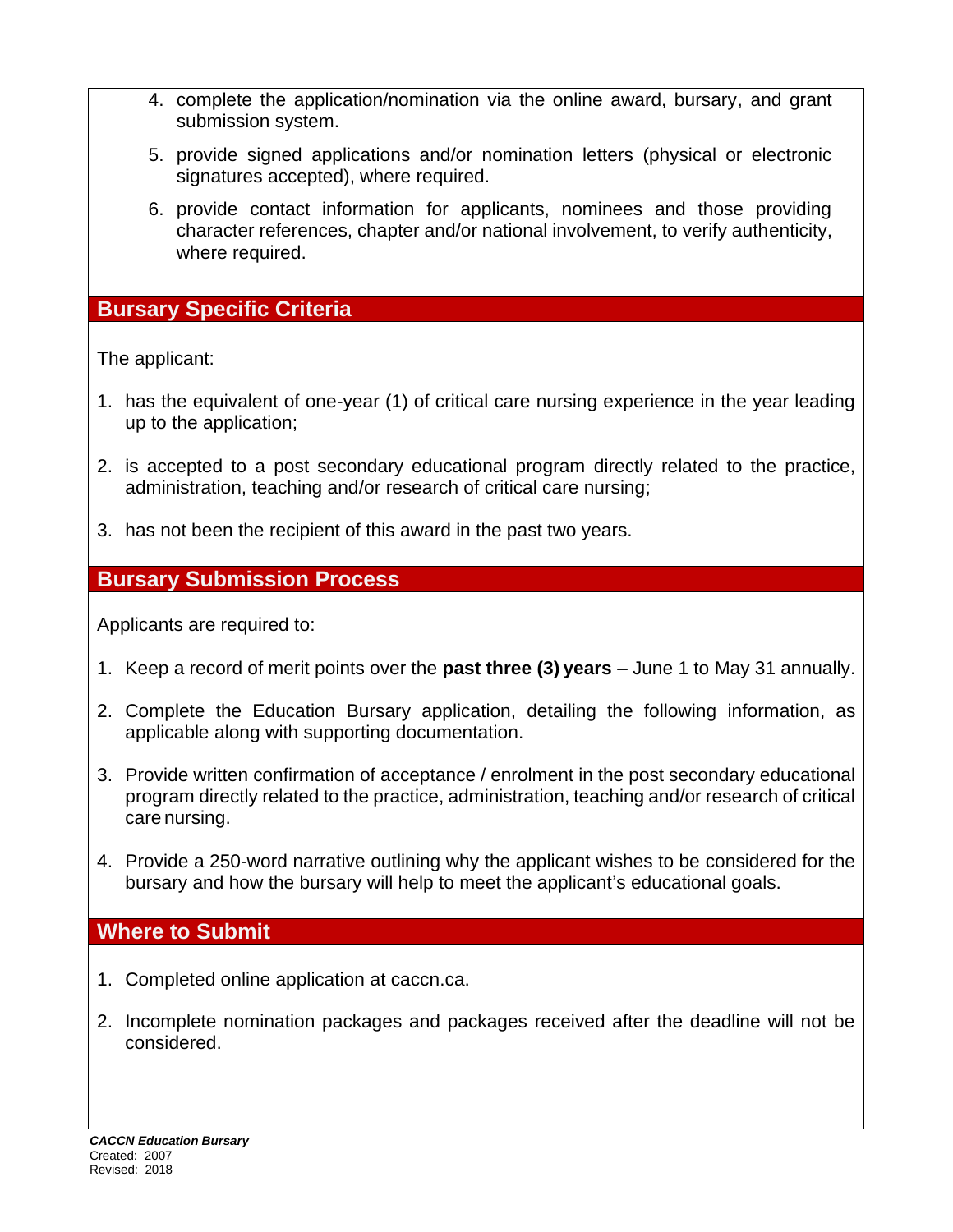4. complete the application/nomination via the online award, bursary, and grant submission system.

5. provide signed applications and/or nomination letters (physical or electronic signatures accepted), where required.

6. provide contact information for applicants, nominees and those providing character references, chapter and/or national involvement, to verify authenticity, where required.

## Bursary Specific Criteria

The applicant:

1. has the equivalent of one-year (1) of critical care nursing experience in the year leading up to the application;

2. is accepted to a post secondary educational program directly related to the practice, administration, teaching and/or research of critical care nursing;

3. has not been the recipient of this award in the past two years.

## Bursary Submission Process

Applicants are required to:

1. Keep a record of merit points over the **past three (3) years** – June 1 to May 31 annually.

2. Complete the Education Bursary application, detailing the following information, as applicable along with supporting documentation.

3. Provide written confirmation of acceptance / enrolment in the post secondary educational program directly related to the practice, administration, teaching and/or research of critical care nursing.

4. Provide a 250-word narrative outlining why the applicant wishes to be considered for the bursary and how the bursary will help to meet the applicant's educational goals.

## Where to Submit

1. Completed online application at caccn.ca.

2. Incomplete nomination packages and packages received after the deadline will not be considered.

***CACCN Education Bursary***
Created: 2007
Revised: 2018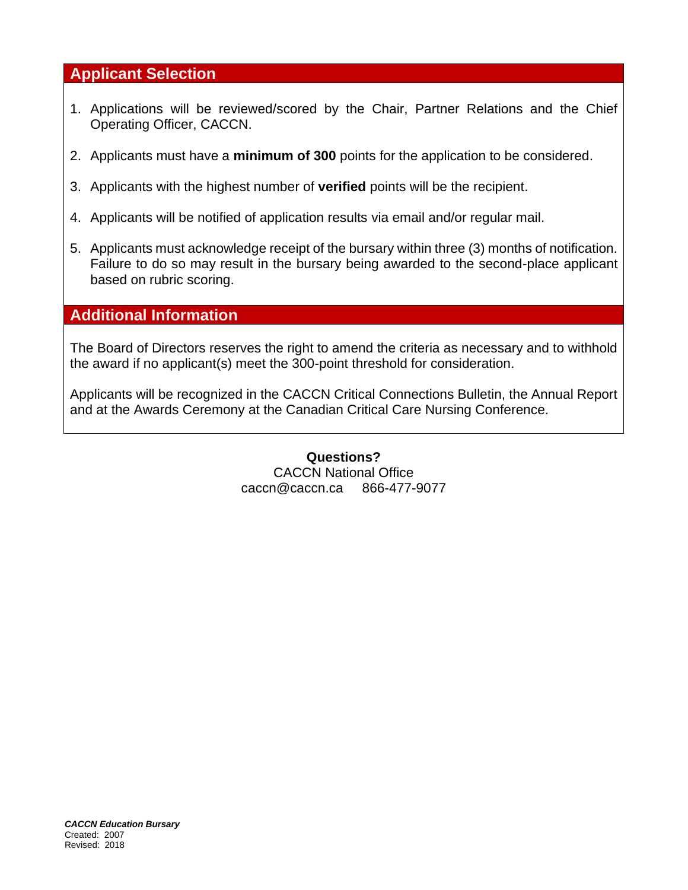## Applicant Selection

1. Applications will be reviewed/scored by the Chair, Partner Relations and the Chief Operating Officer, CACCN.
2. Applicants must have a **minimum of 300** points for the application to be considered.
3. Applicants with the highest number of **verified** points will be the recipient.
4. Applicants will be notified of application results via email and/or regular mail.
5. Applicants must acknowledge receipt of the bursary within three (3) months of notification. Failure to do so may result in the bursary being awarded to the second-place applicant based on rubric scoring.

## Additional Information

The Board of Directors reserves the right to amend the criteria as necessary and to withhold the award if no applicant(s) meet the 300-point threshold for consideration.

Applicants will be recognized in the CACCN Critical Connections Bulletin, the Annual Report and at the Awards Ceremony at the Canadian Critical Care Nursing Conference.

**Questions?**
CACCN National Office
caccn@caccn.ca 866-477-9077

***CACCN Education Bursary***
Created: 2007
Revised: 2018